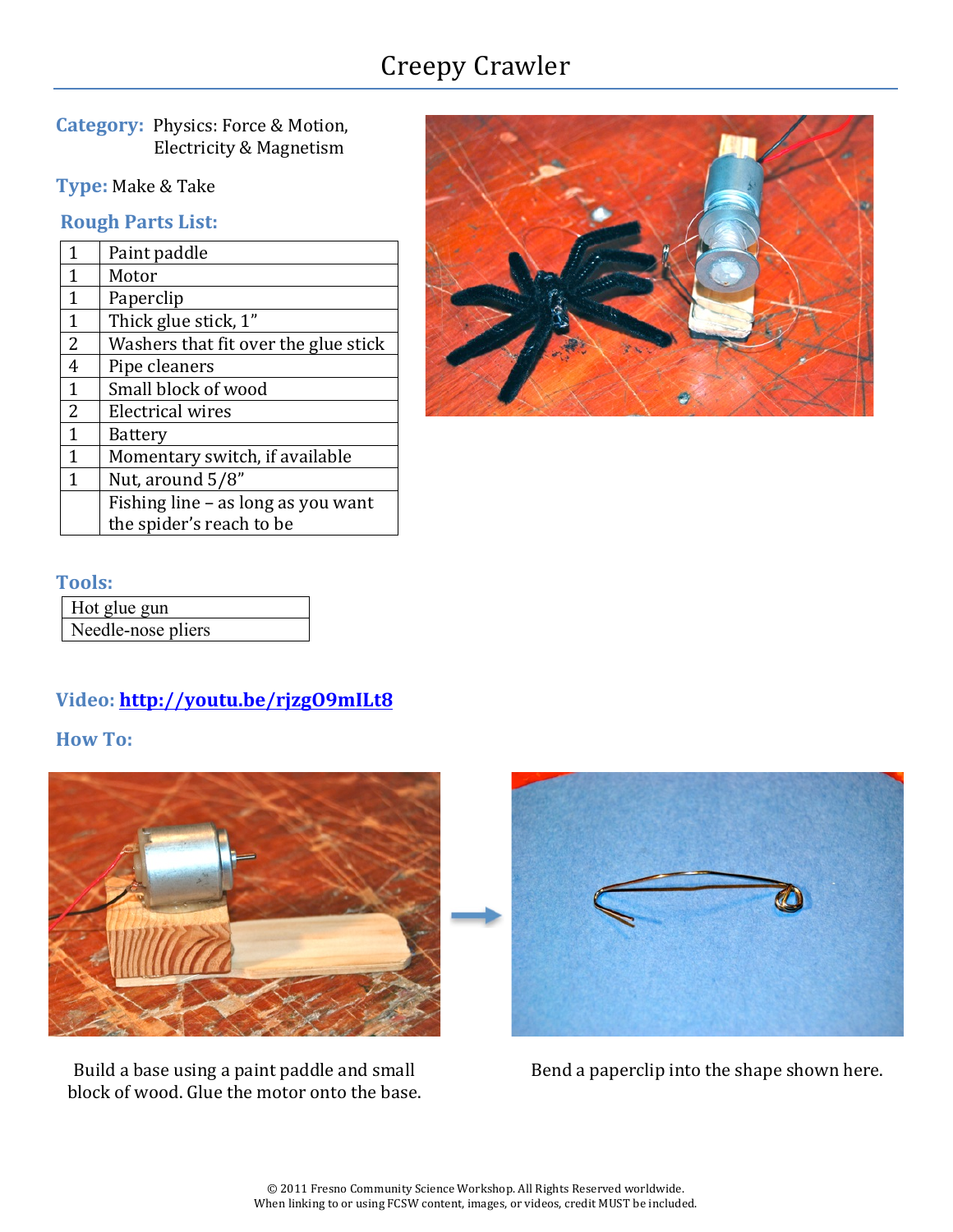# Creepy Crawler

**Category:** Physics: Force & Motion, Electricity & Magnetism

**Type:** Make & Take

## Rough Parts List:

| | |
|---|---|
| 1 | Paint paddle |
| 1 | Motor |
| 1 | Paperclip |
| 1 | Thick glue stick, 1" |
| 2 | Washers that fit over the glue stick |
| 4 | Pipe cleaners |
| 1 | Small block of wood |
| 2 | Electrical wires |
| 1 | Battery |
| 1 | Momentary switch, if available |
| 1 | Nut, around 5/8" |
| | Fishing line – as long as you want the spider's reach to be |

## Tools:

| |
|---|
| Hot glue gun |
| Needle-nose pliers |

**Video:** [http://youtu.be/rjzgO9mILt8](http://youtu.be/rjzgO9mILt8)

## How To:

Build a base using a paint paddle and small block of wood. Glue the motor onto the base.

Bend a paperclip into the shape shown here.

© 2011 Fresno Community Science Workshop. All Rights Reserved worldwide.
When linking to or using FCSW content, images, or videos, credit MUST be included.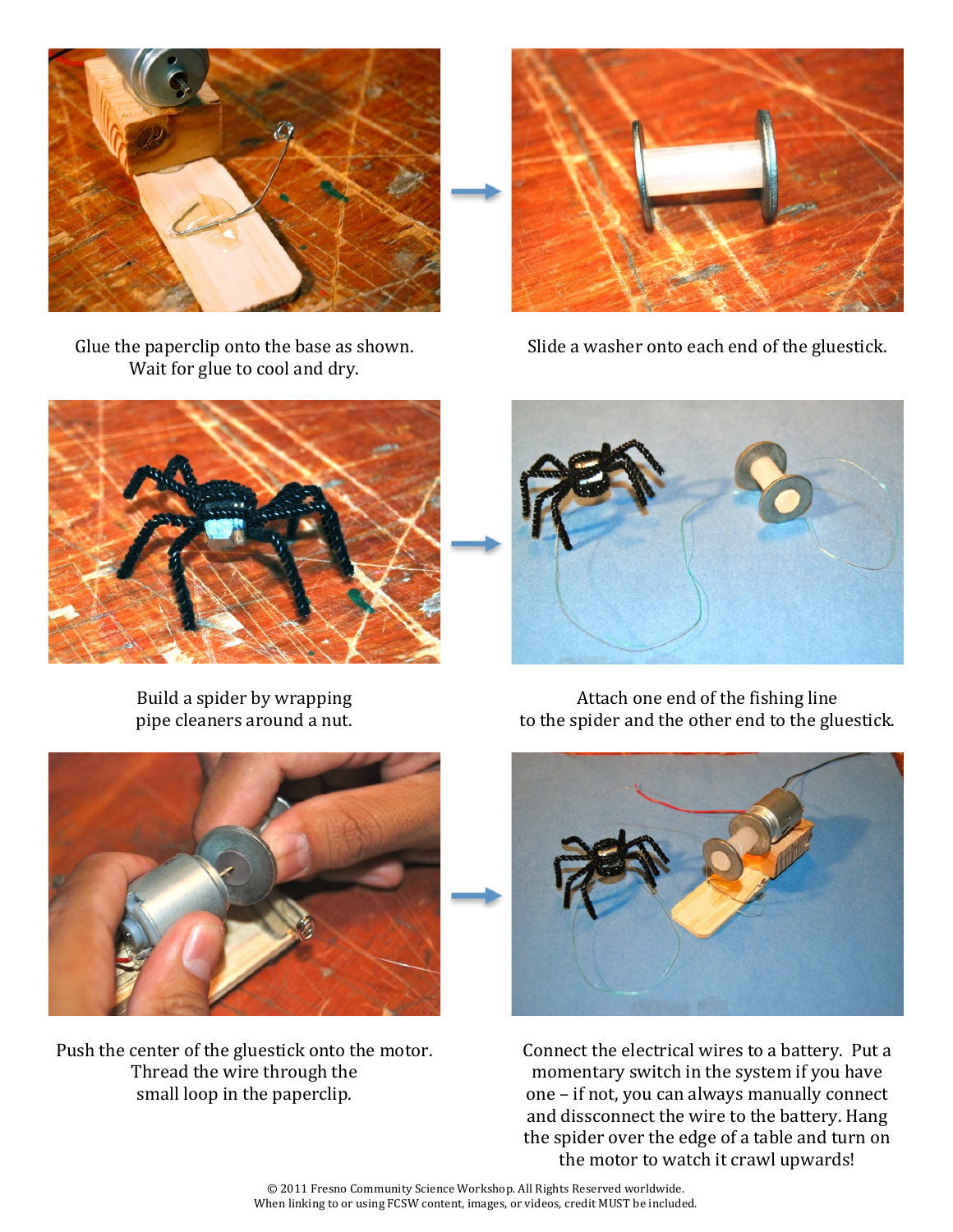Glue the paperclip onto the base as shown.
Wait for glue to cool and dry.

Slide a washer onto each end of the gluestick.

Build a spider by wrapping
pipe cleaners around a nut.

Attach one end of the fishing line
to the spider and the other end to the gluestick.

Push the center of the gluestick onto the motor.
Thread the wire through the
small loop in the paperclip.

Connect the electrical wires to a battery. Put a momentary switch in the system if you have one – if not, you can always manually connect and dissconnect the wire to the battery. Hang the spider over the edge of a table and turn on the motor to watch it crawl upwards!

© 2011 Fresno Community Science Workshop. All Rights Reserved worldwide.
When linking to or using FCSW content, images, or videos, credit MUST be included.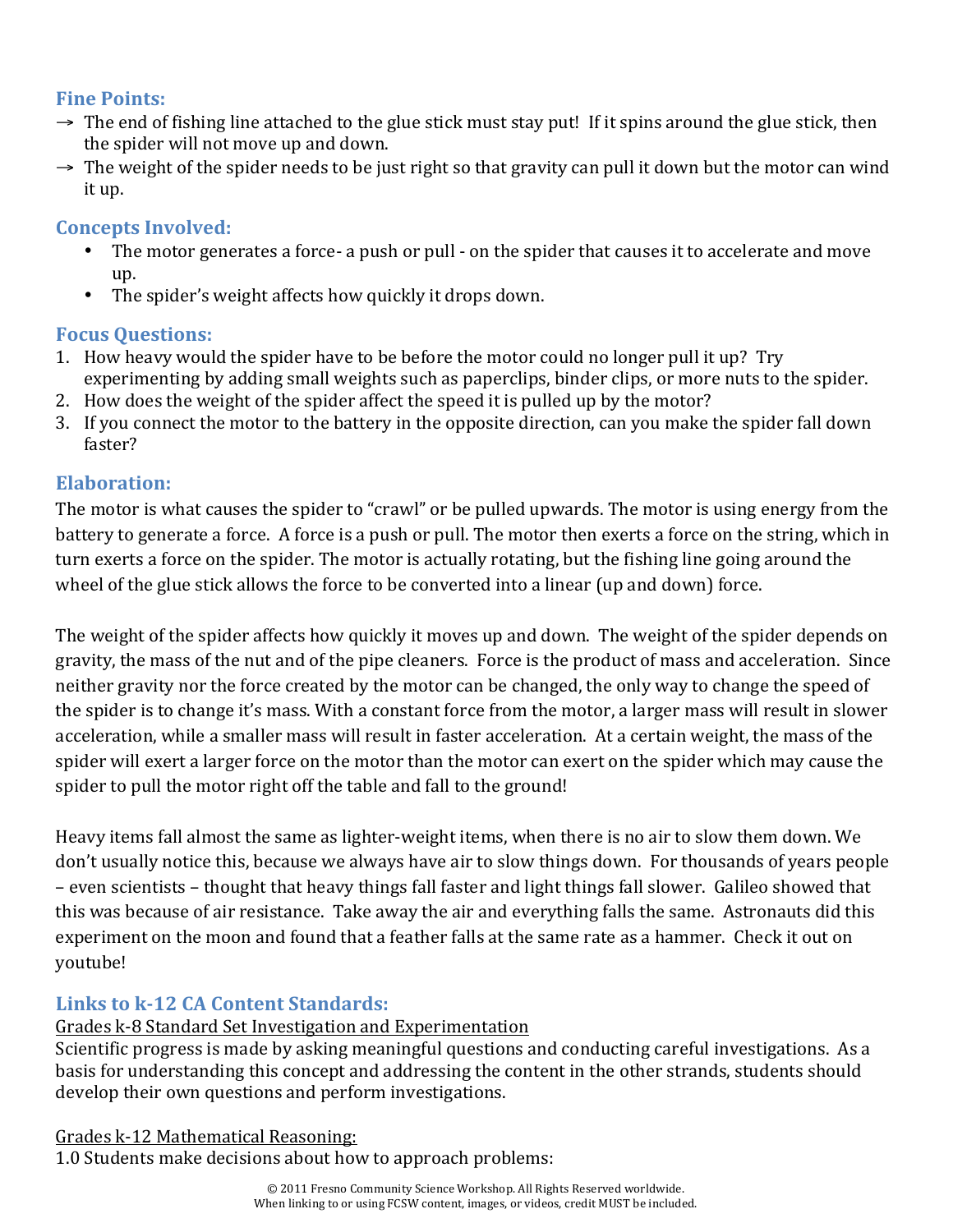## Fine Points:

- → The end of fishing line attached to the glue stick must stay put! If it spins around the glue stick, then the spider will not move up and down.
- → The weight of the spider needs to be just right so that gravity can pull it down but the motor can wind it up.

## Concepts Involved:

- The motor generates a force- a push or pull - on the spider that causes it to accelerate and move up.
- The spider's weight affects how quickly it drops down.

## Focus Questions:

1. How heavy would the spider have to be before the motor could no longer pull it up? Try experimenting by adding small weights such as paperclips, binder clips, or more nuts to the spider.
2. How does the weight of the spider affect the speed it is pulled up by the motor?
3. If you connect the motor to the battery in the opposite direction, can you make the spider fall down faster?

## Elaboration:

The motor is what causes the spider to "crawl" or be pulled upwards. The motor is using energy from the battery to generate a force. A force is a push or pull. The motor then exerts a force on the string, which in turn exerts a force on the spider. The motor is actually rotating, but the fishing line going around the wheel of the glue stick allows the force to be converted into a linear (up and down) force.

The weight of the spider affects how quickly it moves up and down. The weight of the spider depends on gravity, the mass of the nut and of the pipe cleaners. Force is the product of mass and acceleration. Since neither gravity nor the force created by the motor can be changed, the only way to change the speed of the spider is to change it's mass. With a constant force from the motor, a larger mass will result in slower acceleration, while a smaller mass will result in faster acceleration. At a certain weight, the mass of the spider will exert a larger force on the motor than the motor can exert on the spider which may cause the spider to pull the motor right off the table and fall to the ground!

Heavy items fall almost the same as lighter-weight items, when there is no air to slow them down. We don't usually notice this, because we always have air to slow things down. For thousands of years people – even scientists – thought that heavy things fall faster and light things fall slower. Galileo showed that this was because of air resistance. Take away the air and everything falls the same. Astronauts did this experiment on the moon and found that a feather falls at the same rate as a hammer. Check it out on youtube!

## Links to k-12 CA Content Standards:

<u>Grades k-8 Standard Set Investigation and Experimentation</u>
Scientific progress is made by asking meaningful questions and conducting careful investigations. As a basis for understanding this concept and addressing the content in the other strands, students should develop their own questions and perform investigations.

<u>Grades k-12 Mathematical Reasoning:</u>
1.0 Students make decisions about how to approach problems: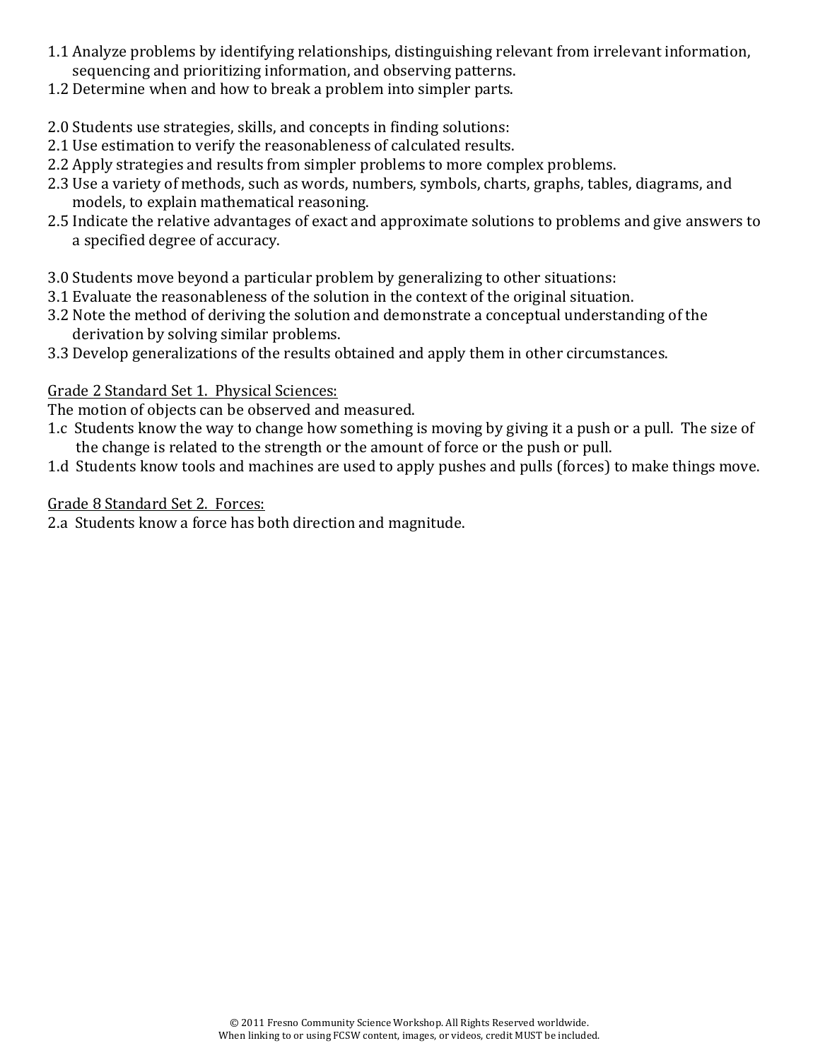1.1 Analyze problems by identifying relationships, distinguishing relevant from irrelevant information, sequencing and prioritizing information, and observing patterns.
1.2 Determine when and how to break a problem into simpler parts.

2.0 Students use strategies, skills, and concepts in finding solutions:
2.1 Use estimation to verify the reasonableness of calculated results.
2.2 Apply strategies and results from simpler problems to more complex problems.
2.3 Use a variety of methods, such as words, numbers, symbols, charts, graphs, tables, diagrams, and models, to explain mathematical reasoning.
2.5 Indicate the relative advantages of exact and approximate solutions to problems and give answers to a specified degree of accuracy.

3.0 Students move beyond a particular problem by generalizing to other situations:
3.1 Evaluate the reasonableness of the solution in the context of the original situation.
3.2 Note the method of deriving the solution and demonstrate a conceptual understanding of the derivation by solving similar problems.
3.3 Develop generalizations of the results obtained and apply them in other circumstances.

<u>Grade 2 Standard Set 1. Physical Sciences:</u>
The motion of objects can be observed and measured.
1.c Students know the way to change how something is moving by giving it a push or a pull. The size of the change is related to the strength or the amount of force or the push or pull.
1.d Students know tools and machines are used to apply pushes and pulls (forces) to make things move.

<u>Grade 8 Standard Set 2. Forces:</u>
2.a Students know a force has both direction and magnitude.

© 2011 Fresno Community Science Workshop. All Rights Reserved worldwide.
When linking to or using FCSW content, images, or videos, credit MUST be included.